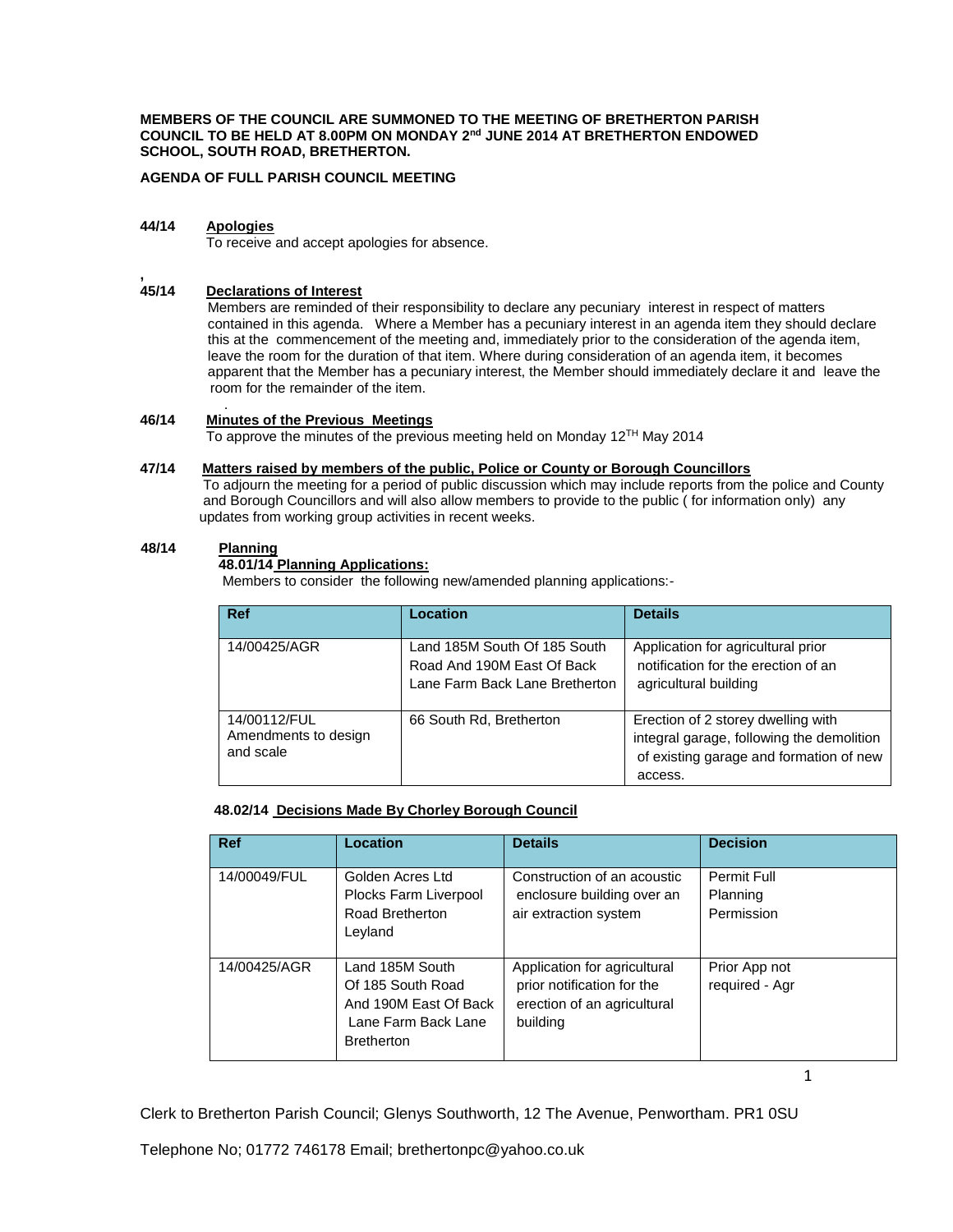**MEMBERS OF THE COUNCIL ARE SUMMONED TO THE MEETING OF BRETHERTON PARISH COUNCIL TO BE HELD AT 8.00PM ON MONDAY 2nd JUNE 2014 AT BRETHERTON ENDOWED SCHOOL, SOUTH ROAD, BRETHERTON.**

**AGENDA OF FULL PARISH COUNCIL MEETING**

**44/14 Apologies**

To receive and accept apologies for absence.

,

**45/14 Declarations of Interest**

Members are reminded of their responsibility to declare any pecuniary interest in respect of matters contained in this agenda. Where a Member has a pecuniary interest in an agenda item they should declare this at the commencement of the meeting and, immediately prior to the consideration of the agenda item, leave the room for the duration of that item. Where during consideration of an agenda item, it becomes apparent that the Member has a pecuniary interest, the Member should immediately declare it and leave the room for the remainder of the item.

**46/14 Minutes of the Previous Meetings**

To approve the minutes of the previous meeting held on Monday 12TH May 2014

**47/14 Matters raised by members of the public, Police or County or Borough Councillors**

To adjourn the meeting for a period of public discussion which may include reports from the police and County and Borough Councillors and will also allow members to provide to the public ( for information only) any updates from working group activities in recent weeks.

**48/14 Planning**

**48.01/14 Planning Applications:**

Members to consider the following new/amended planning applications:-

| Ref | Location | Details |
|---|---|---|
| 14/00425/AGR | Land 185M South Of 185 South Road And 190M East Of Back Lane Farm Back Lane Bretherton | Application for agricultural prior notification for the erection of an agricultural building |
| 14/00112/FUL Amendments to design and scale | 66 South Rd, Bretherton | Erection of 2 storey dwelling with integral garage, following the demolition of existing garage and formation of new access. |

**48.02/14 Decisions Made By Chorley Borough Council**

| Ref | Location | Details | Decision |
|---|---|---|---|
| 14/00049/FUL | Golden Acres Ltd Plocks Farm Liverpool Road Bretherton Leyland | Construction of an acoustic enclosure building over an air extraction system | Permit Full Planning Permission |
| 14/00425/AGR | Land 185M South Of 185 South Road And 190M East Of Back Lane Farm Back Lane Bretherton | Application for agricultural prior notification for the erection of an agricultural building | Prior App not required - Agr |

Clerk to Bretherton Parish Council; Glenys Southworth, 12 The Avenue, Penwortham. PR1 0SU

Telephone No; 01772 746178 Email; brethertonpc@yahoo.co.uk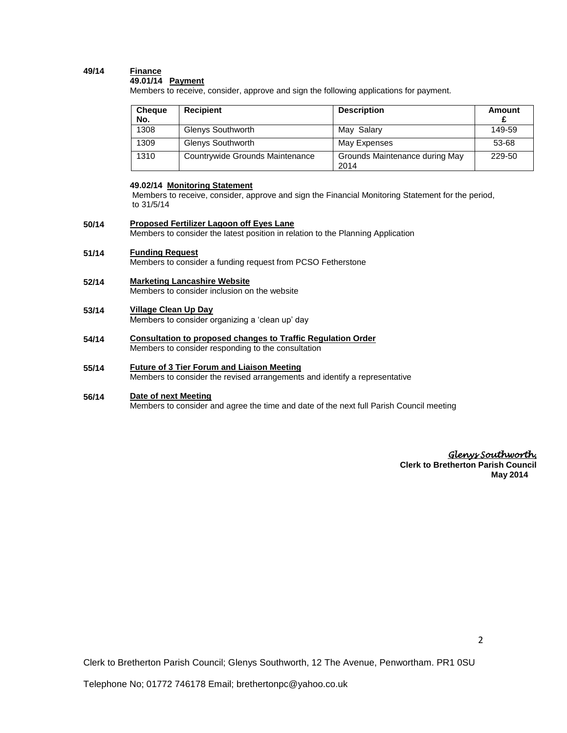**49/14** **Finance**

**49.01/14 Payment**

Members to receive, consider, approve and sign the following applications for payment.

| Cheque No. | Recipient | Description | Amount £ |
|---|---|---|---|
| 1308 | Glenys Southworth | May Salary | 149-59 |
| 1309 | Glenys Southworth | May Expenses | 53-68 |
| 1310 | Countrywide Grounds Maintenance | Grounds Maintenance during May 2014 | 229-50 |

**49.02/14 Monitoring Statement**

Members to receive, consider, approve and sign the Financial Monitoring Statement for the period, to 31/5/14

**50/14** **Proposed Fertilizer Lagoon off Eyes Lane**

Members to consider the latest position in relation to the Planning Application

**51/14** **Funding Request**

Members to consider a funding request from PCSO Fetherstone

**52/14** **Marketing Lancashire Website**

Members to consider inclusion on the website

**53/14** **Village Clean Up Day**

Members to consider organizing a 'clean up' day

**54/14** **Consultation to proposed changes to Traffic Regulation Order**

Members to consider responding to the consultation

**55/14** **Future of 3 Tier Forum and Liaison Meeting**

Members to consider the revised arrangements and identify a representative

**56/14** **Date of next Meeting**

Members to consider and agree the time and date of the next full Parish Council meeting

*Glenys Southworth,*

**Clerk to Bretherton Parish Council**

**May 2014**

Clerk to Bretherton Parish Council; Glenys Southworth, 12 The Avenue, Penwortham. PR1 0SU

Telephone No; 01772 746178 Email; brethertonpc@yahoo.co.uk